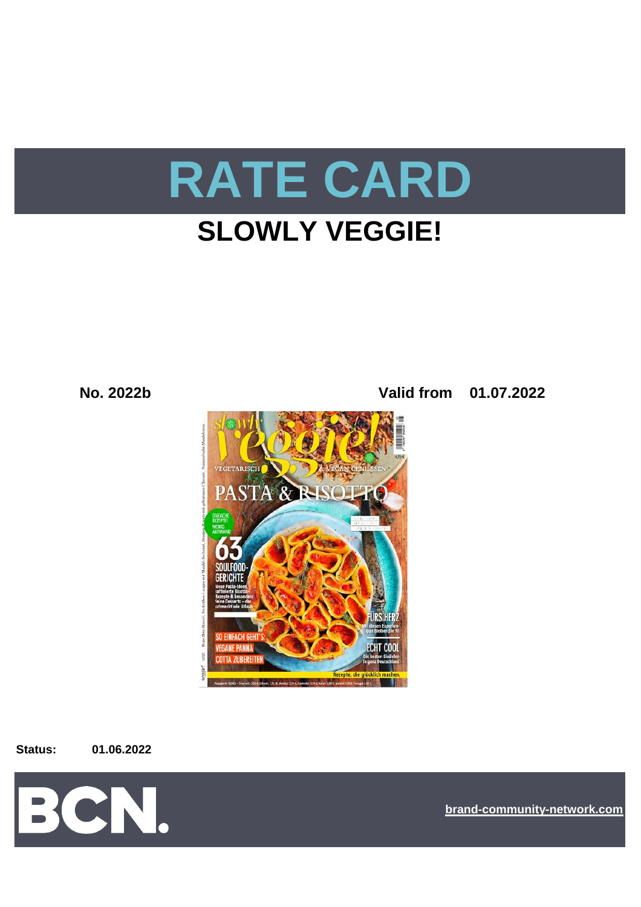# RATE CARD

## SLOWLY VEGGIE!

**No. 2022b** **Valid from 01.07.2022**

**Status:** **01.06.2022**

BCN.

**brand-community-network.com**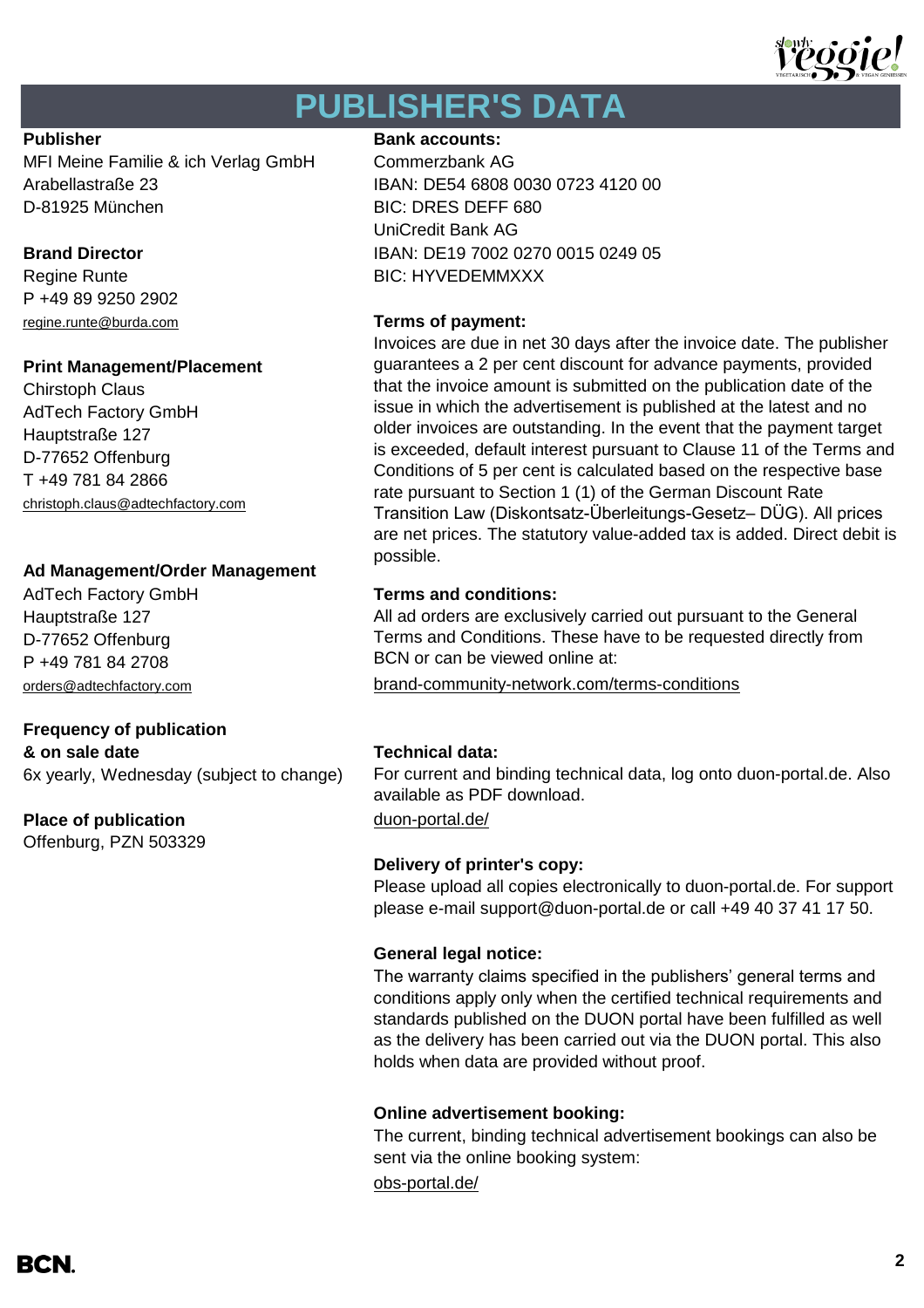# PUBLISHER'S DATA

**Publisher**
MFI Meine Familie & ich Verlag GmbH
Arabellastraße 23
D-81925 München

**Brand Director**
Regine Runte
P +49 89 9250 2902
regine.runte@burda.com

**Print Management/Placement**
Chirstoph Claus
AdTech Factory GmbH
Hauptstraße 127
D-77652 Offenburg
T +49 781 84 2866
christoph.claus@adtechfactory.com

**Ad Management/Order Management**
AdTech Factory GmbH
Hauptstraße 127
D-77652 Offenburg
P +49 781 84 2708
orders@adtechfactory.com

**Frequency of publication & on sale date**
6x yearly, Wednesday (subject to change)

**Place of publication**
Offenburg, PZN 503329

**Bank accounts:**
Commerzbank AG
IBAN: DE54 6808 0030 0723 4120 00
BIC: DRES DEFF 680
UniCredit Bank AG
IBAN: DE19 7002 0270 0015 0249 05
BIC: HYVEDEMMXXX

**Terms of payment:**
Invoices are due in net 30 days after the invoice date. The publisher guarantees a 2 per cent discount for advance payments, provided that the invoice amount is submitted on the publication date of the issue in which the advertisement is published at the latest and no older invoices are outstanding. In the event that the payment target is exceeded, default interest pursuant to Clause 11 of the Terms and Conditions of 5 per cent is calculated based on the respective base rate pursuant to Section 1 (1) of the German Discount Rate Transition Law (Diskontsatz-Überleitungs-Gesetz– DÜG). All prices are net prices. The statutory value-added tax is added. Direct debit is possible.

**Terms and conditions:**
All ad orders are exclusively carried out pursuant to the General Terms and Conditions. These have to be requested directly from BCN or can be viewed online at:
brand-community-network.com/terms-conditions

**Technical data:**
For current and binding technical data, log onto duon-portal.de. Also available as PDF download.
duon-portal.de/

**Delivery of printer's copy:**
Please upload all copies electronically to duon-portal.de. For support please e-mail support@duon-portal.de or call +49 40 37 41 17 50.

**General legal notice:**
The warranty claims specified in the publishers' general terms and conditions apply only when the certified technical requirements and standards published on the DUON portal have been fulfilled as well as the delivery has been carried out via the DUON portal. This also holds when data are provided without proof.

**Online advertisement booking:**
The current, binding technical advertisement bookings can also be sent via the online booking system:
obs-portal.de/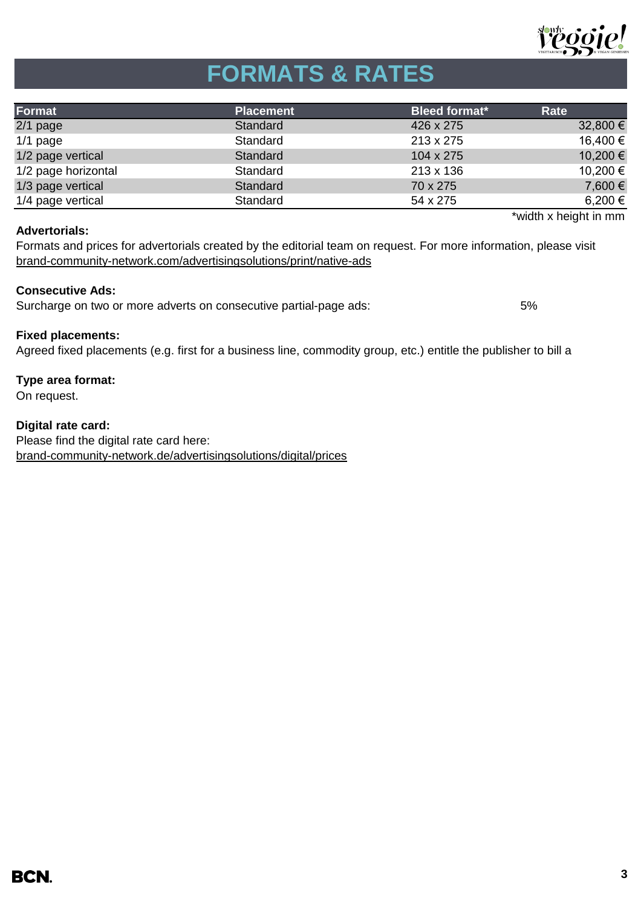# FORMATS & RATES

| Format | Placement | Bleed format* | Rate |
|---|---|---|---|
| 2/1 page | Standard | 426 x 275 | 32,800 € |
| 1/1 page | Standard | 213 x 275 | 16,400 € |
| 1/2 page vertical | Standard | 104 x 275 | 10,200 € |
| 1/2 page horizontal | Standard | 213 x 136 | 10,200 € |
| 1/3 page vertical | Standard | 70 x 275 | 7,600 € |
| 1/4 page vertical | Standard | 54 x 275 | 6,200 € |

*width x height in mm

**Advertorials:**
Formats and prices for advertorials created by the editorial team on request. For more information, please visit brand-community-network.com/advertisingsolutions/print/native-ads

**Consecutive Ads:**
Surcharge on two or more adverts on consecutive partial-page ads: 5%

**Fixed placements:**
Agreed fixed placements (e.g. first for a business line, commodity group, etc.) entitle the publisher to bill a

**Type area format:**
On request.

**Digital rate card:**
Please find the digital rate card here:
brand-community-network.de/advertisingsolutions/digital/prices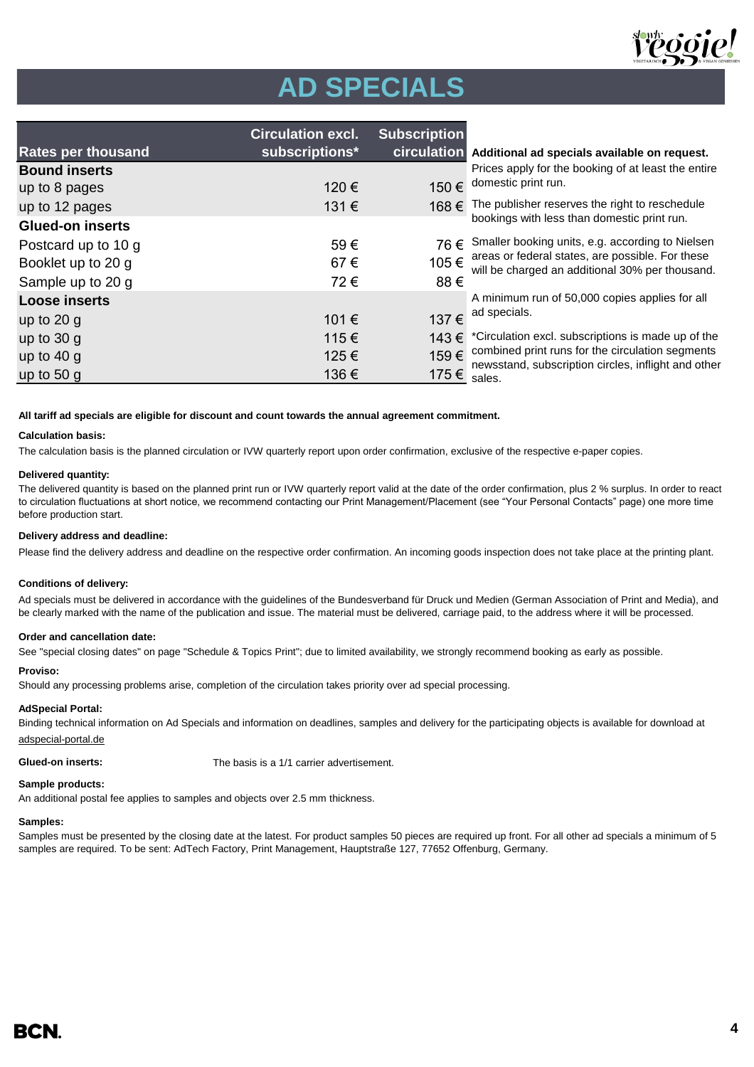# AD SPECIALS

| Rates per thousand | Circulation excl. subscriptions* | Subscription circulation |
|---|---|---|
| **Bound inserts** | | |
| up to 8 pages | 120 € | 150 € |
| up to 12 pages | 131 € | 168 € |
| **Glued-on inserts** | | |
| Postcard up to 10 g | 59 € | 76 € |
| Booklet up to 20 g | 67 € | 105 € |
| Sample up to 20 g | 72 € | 88 € |
| **Loose inserts** | | |
| up to 20 g | 101 € | 137 € |
| up to 30 g | 115 € | 143 € |
| up to 40 g | 125 € | 159 € |
| up to 50 g | 136 € | 175 € |

**Additional ad specials available on request.**
Prices apply for the booking of at least the entire domestic print run.

The publisher reserves the right to reschedule bookings with less than domestic print run.

Smaller booking units, e.g. according to Nielsen areas or federal states, are possible. For these will be charged an additional 30% per thousand.

A minimum run of 50,000 copies applies for all ad specials.

*Circulation excl. subscriptions is made up of the combined print runs for the circulation segments newsstand, subscription circles, inflight and other sales.

**All tariff ad specials are eligible for discount and count towards the annual agreement commitment.**

**Calculation basis:**

The calculation basis is the planned circulation or IVW quarterly report upon order confirmation, exclusive of the respective e-paper copies.

**Delivered quantity:**

The delivered quantity is based on the planned print run or IVW quarterly report valid at the date of the order confirmation, plus 2 % surplus. In order to react to circulation fluctuations at short notice, we recommend contacting our Print Management/Placement (see "Your Personal Contacts" page) one more time before production start.

**Delivery address and deadline:**

Please find the delivery address and deadline on the respective order confirmation. An incoming goods inspection does not take place at the printing plant.

**Conditions of delivery:**

Ad specials must be delivered in accordance with the guidelines of the Bundesverband für Druck und Medien (German Association of Print and Media), and be clearly marked with the name of the publication and issue. The material must be delivered, carriage paid, to the address where it will be processed.

**Order and cancellation date:**

See "special closing dates" on page "Schedule & Topics Print"; due to limited availability, we strongly recommend booking as early as possible.

**Proviso:**

Should any processing problems arise, completion of the circulation takes priority over ad special processing.

**AdSpecial Portal:**

Binding technical information on Ad Specials and information on deadlines, samples and delivery for the participating objects is available for download at adspecial-portal.de

**Glued-on inserts:** The basis is a 1/1 carrier advertisement.

**Sample products:**

An additional postal fee applies to samples and objects over 2.5 mm thickness.

**Samples:**

Samples must be presented by the closing date at the latest. For product samples 50 pieces are required up front. For all other ad specials a minimum of 5 samples are required. To be sent: AdTech Factory, Print Management, Hauptstraße 127, 77652 Offenburg, Germany.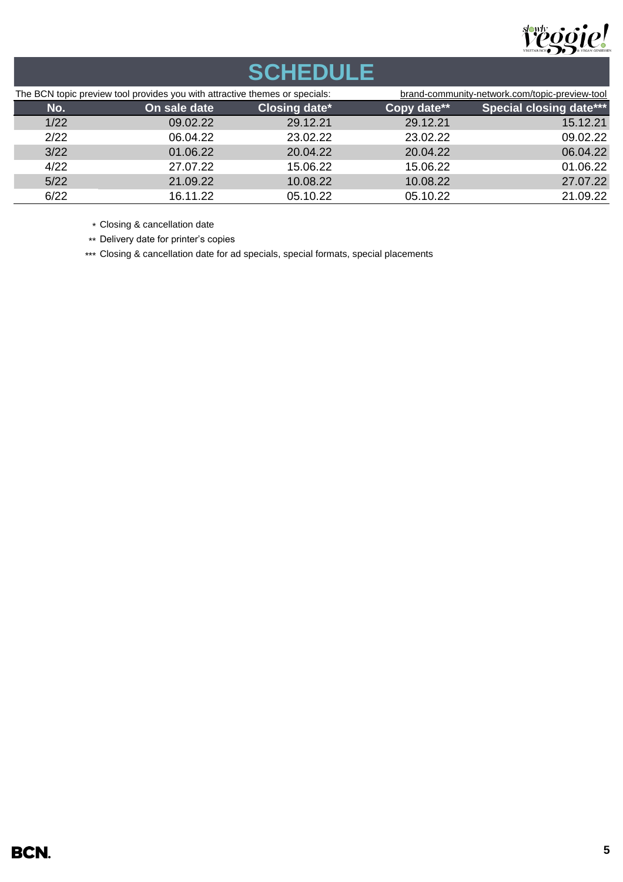# SCHEDULE

The BCN topic preview tool provides you with attractive themes or specials: brand-community-network.com/topic-preview-tool

| No. | On sale date | Closing date* | Copy date** | Special closing date*** |
|---|---|---|---|---|
| 1/22 | 09.02.22 | 29.12.21 | 29.12.21 | 15.12.21 |
| 2/22 | 06.04.22 | 23.02.22 | 23.02.22 | 09.02.22 |
| 3/22 | 01.06.22 | 20.04.22 | 20.04.22 | 06.04.22 |
| 4/22 | 27.07.22 | 15.06.22 | 15.06.22 | 01.06.22 |
| 5/22 | 21.09.22 | 10.08.22 | 10.08.22 | 27.07.22 |
| 6/22 | 16.11.22 | 05.10.22 | 05.10.22 | 21.09.22 |

\* Closing & cancellation date

** Delivery date for printer's copies

*** Closing & cancellation date for ad specials, special formats, special placements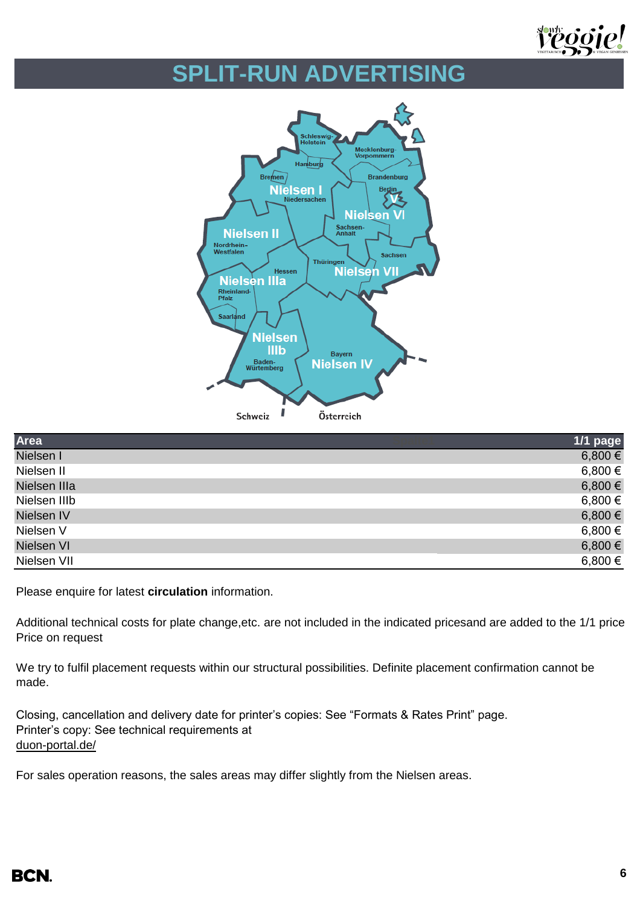# SPLIT-RUN ADVERTISING

| Area | 1/1 page |
|---|---|
| Nielsen I | 6,800 € |
| Nielsen II | 6,800 € |
| Nielsen IIIa | 6,800 € |
| Nielsen IIIb | 6,800 € |
| Nielsen IV | 6,800 € |
| Nielsen V | 6,800 € |
| Nielsen VI | 6,800 € |
| Nielsen VII | 6,800 € |

Please enquire for latest **circulation** information.

Additional technical costs for plate change,etc. are not included in the indicated pricesand are added to the 1/1 price
Price on request

We try to fulfil placement requests within our structural possibilities. Definite placement confirmation cannot be made.

Closing, cancellation and delivery date for printer's copies: See "Formats & Rates Print" page.
Printer's copy: See technical requirements at
duon-portal.de/

For sales operation reasons, the sales areas may differ slightly from the Nielsen areas.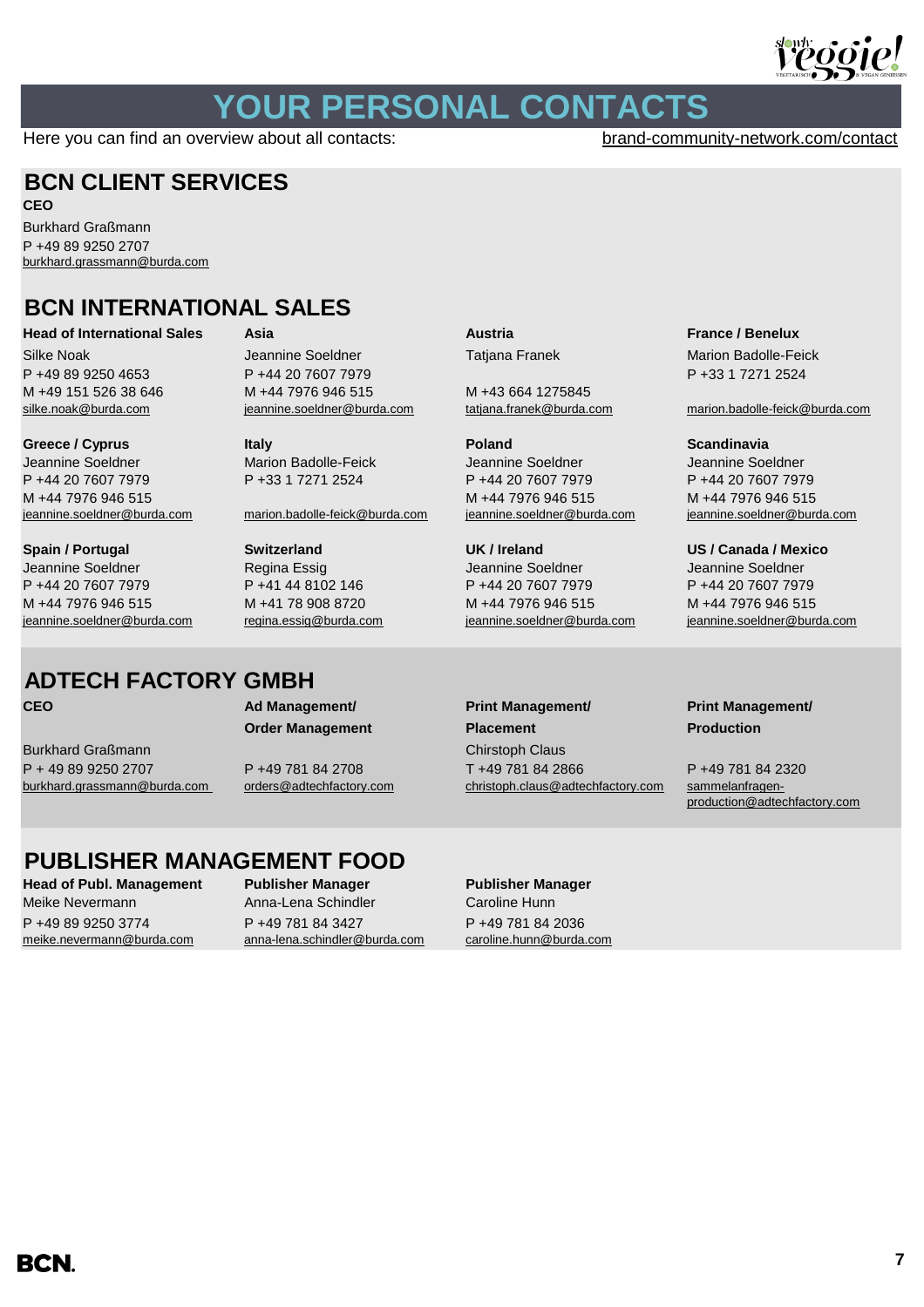# YOUR PERSONAL CONTACTS

Here you can find an overview about all contacts: brand-community-network.com/contact

## BCN CLIENT SERVICES

**CEO**
Burkhard Graßmann
P +49 89 9250 2707
burkhard.grassmann@burda.com

## BCN INTERNATIONAL SALES

**Head of International Sales**
Silke Noak
P +49 89 9250 4653
M +49 151 526 38 646
silke.noak@burda.com

**Asia**
Jeannine Soeldner
P +44 20 7607 7979
M +44 7976 946 515
jeannine.soeldner@burda.com

**Austria**
Tatjana Franek
M +43 664 1275845
tatjana.franek@burda.com

**France / Benelux**
Marion Badolle-Feick
P +33 1 7271 2524
marion.badolle-feick@burda.com

**Greece / Cyprus**
Jeannine Soeldner
P +44 20 7607 7979
M +44 7976 946 515
jeannine.soeldner@burda.com

**Italy**
Marion Badolle-Feick
P +33 1 7271 2524
marion.badolle-feick@burda.com

**Poland**
Jeannine Soeldner
P +44 20 7607 7979
M +44 7976 946 515
jeannine.soeldner@burda.com

**Scandinavia**
Jeannine Soeldner
P +44 20 7607 7979
M +44 7976 946 515
jeannine.soeldner@burda.com

**Spain / Portugal**
Jeannine Soeldner
P +44 20 7607 7979
M +44 7976 946 515
jeannine.soeldner@burda.com

**Switzerland**
Regina Essig
P +41 44 8102 146
M +41 78 908 8720
regina.essig@burda.com

**UK / Ireland**
Jeannine Soeldner
P +44 20 7607 7979
M +44 7976 946 515
jeannine.soeldner@burda.com

**US / Canada / Mexico**
Jeannine Soeldner
P +44 20 7607 7979
M +44 7976 946 515
jeannine.soeldner@burda.com

## ADTECH FACTORY GMBH

**CEO**
Burkhard Graßmann
P + 49 89 9250 2707
burkhard.grassmann@burda.com

**Ad Management/ Order Management**
P +49 781 84 2708
orders@adtechfactory.com

**Print Management/ Placement**
Chirstoph Claus
T +49 781 84 2866
christoph.claus@adtechfactory.com

**Print Management/ Production**
P +49 781 84 2320
sammelanfragen-production@adtechfactory.com

## PUBLISHER MANAGEMENT FOOD

**Head of Publ. Management**
Meike Nevermann
P +49 89 9250 3774
meike.nevermann@burda.com

**Publisher Manager**
Anna-Lena Schindler
P +49 781 84 3427
anna-lena.schindler@burda.com

**Publisher Manager**
Caroline Hunn
P +49 781 84 2036
caroline.hunn@burda.com